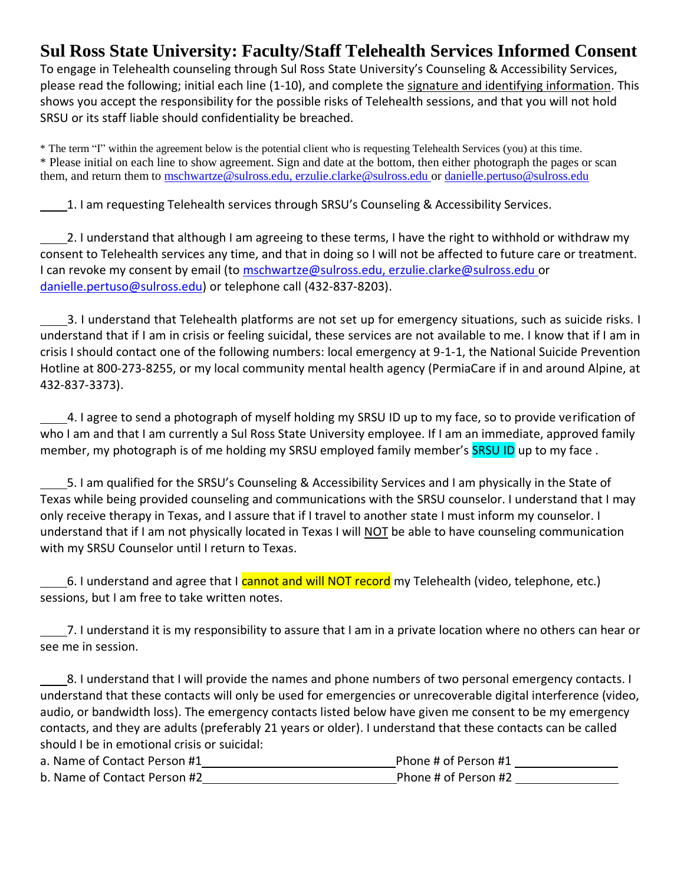# Sul Ross State University: Faculty/Staff Telehealth Services Informed Consent

To engage in Telehealth counseling through Sul Ross State University's Counseling & Accessibility Services, please read the following; initial each line (1-10), and complete the signature and identifying information. This shows you accept the responsibility for the possible risks of Telehealth sessions, and that you will not hold SRSU or its staff liable should confidentiality be breached.

\* The term "I" within the agreement below is the potential client who is requesting Telehealth Services (you) at this time.
\* Please initial on each line to show agreement. Sign and date at the bottom, then either photograph the pages or scan them, and return them to mschwartze@sulross.edu, erzulie.clarke@sulross.edu or danielle.pertuso@sulross.edu

\_\_\_\_ 1. I am requesting Telehealth services through SRSU's Counseling & Accessibility Services.

\_\_\_\_ 2. I understand that although I am agreeing to these terms, I have the right to withhold or withdraw my consent to Telehealth services any time, and that in doing so I will not be affected to future care or treatment. I can revoke my consent by email (to mschwartze@sulross.edu, erzulie.clarke@sulross.edu or danielle.pertuso@sulross.edu) or telephone call (432-837-8203).

\_\_\_\_ 3. I understand that Telehealth platforms are not set up for emergency situations, such as suicide risks. I understand that if I am in crisis or feeling suicidal, these services are not available to me. I know that if I am in crisis I should contact one of the following numbers: local emergency at 9-1-1, the National Suicide Prevention Hotline at 800-273-8255, or my local community mental health agency (PermiaCare if in and around Alpine, at 432-837-3373).

\_\_\_\_ 4. I agree to send a photograph of myself holding my SRSU ID up to my face, so to provide verification of who I am and that I am currently a Sul Ross State University employee. If I am an immediate, approved family member, my photograph is of me holding my SRSU employed family member's SRSU ID up to my face .

\_\_\_\_ 5. I am qualified for the SRSU's Counseling & Accessibility Services and I am physically in the State of Texas while being provided counseling and communications with the SRSU counselor. I understand that I may only receive therapy in Texas, and I assure that if I travel to another state I must inform my counselor. I understand that if I am not physically located in Texas I will NOT be able to have counseling communication with my SRSU Counselor until I return to Texas.

\_\_\_\_ 6. I understand and agree that I cannot and will NOT record my Telehealth (video, telephone, etc.) sessions, but I am free to take written notes.

\_\_\_\_ 7. I understand it is my responsibility to assure that I am in a private location where no others can hear or see me in session.

\_\_\_\_ 8. I understand that I will provide the names and phone numbers of two personal emergency contacts. I understand that these contacts will only be used for emergencies or unrecoverable digital interference (video, audio, or bandwidth loss). The emergency contacts listed below have given me consent to be my emergency contacts, and they are adults (preferably 21 years or older). I understand that these contacts can be called should I be in emotional crisis or suicidal:

a. Name of Contact Person #1\_\_\_\_\_\_\_\_\_\_\_\_\_\_\_\_\_\_\_\_\_\_\_\_\_\_\_\_ Phone # of Person #1 \_\_\_\_\_\_\_\_\_\_\_\_\_\_\_

b. Name of Contact Person #2\_\_\_\_\_\_\_\_\_\_\_\_\_\_\_\_\_\_\_\_\_\_\_\_\_\_\_\_ Phone # of Person #2 \_\_\_\_\_\_\_\_\_\_\_\_\_\_\_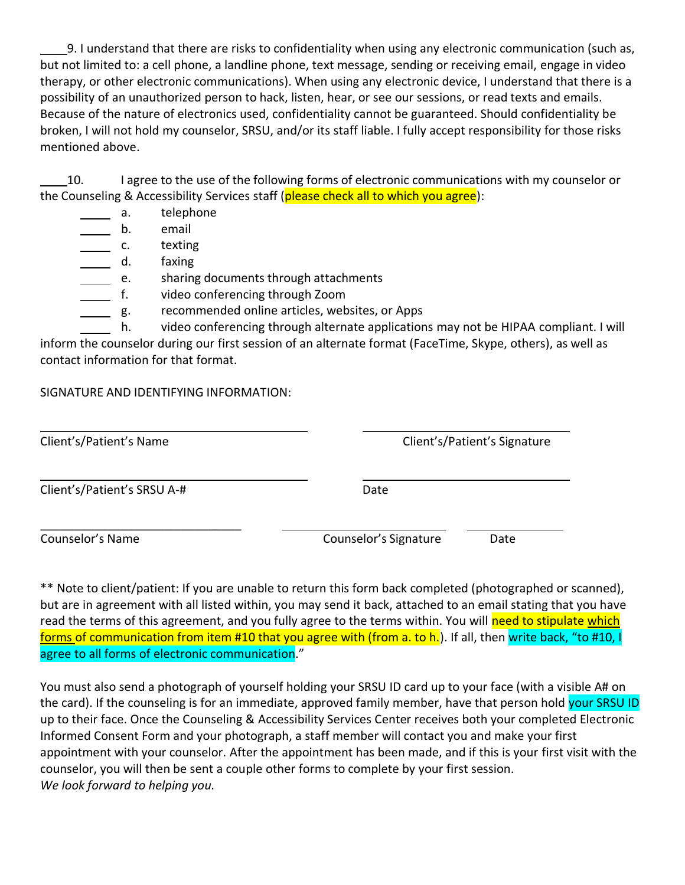\_\_\_\_9. I understand that there are risks to confidentiality when using any electronic communication (such as, but not limited to: a cell phone, a landline phone, text message, sending or receiving email, engage in video therapy, or other electronic communications). When using any electronic device, I understand that there is a possibility of an unauthorized person to hack, listen, hear, or see our sessions, or read texts and emails. Because of the nature of electronics used, confidentiality cannot be guaranteed. Should confidentiality be broken, I will not hold my counselor, SRSU, and/or its staff liable. I fully accept responsibility for those risks mentioned above.

\_\_\_\_10. I agree to the use of the following forms of electronic communications with my counselor or the Counseling & Accessibility Services staff (please check all to which you agree):

- \_\_\_\_ a. telephone
- \_\_\_\_ b. email
- \_\_\_\_ c. texting
- \_\_\_\_ d. faxing
- \_\_\_\_ e. sharing documents through attachments
- \_\_\_\_ f. video conferencing through Zoom
- \_\_\_\_ g. recommended online articles, websites, or Apps
- \_\_\_\_ h. video conferencing through alternate applications may not be HIPAA compliant. I will inform the counselor during our first session of an alternate format (FaceTime, Skype, others), as well as contact information for that format.

SIGNATURE AND IDENTIFYING INFORMATION:

\_\_\_\_\_\_\_\_\_\_\_\_\_\_\_\_\_\_\_\_\_\_\_\_\_\_\_\_\_\_\_\_ \_\_\_\_\_\_\_\_\_\_\_\_\_\_\_\_\_\_\_\_\_\_\_\_\_\_\_\_
Client's/Patient's Name Client's/Patient's Signature

\_\_\_\_\_\_\_\_\_\_\_\_\_\_\_\_\_\_\_\_\_\_\_\_\_\_\_\_\_\_\_\_ \_\_\_\_\_\_\_\_\_\_\_\_\_\_\_\_\_\_\_\_\_\_\_\_\_\_\_\_
Client's/Patient's SRSU A-# Date

\_\_\_\_\_\_\_\_\_\_\_\_\_\_\_\_\_\_\_\_\_\_\_\_\_\_ \_\_\_\_\_\_\_\_\_\_\_\_\_\_\_\_\_\_\_\_\_\_ \_\_\_\_\_\_\_\_\_\_\_\_
Counselor's Name Counselor's Signature Date

** Note to client/patient: If you are unable to return this form back completed (photographed or scanned), but are in agreement with all listed within, you may send it back, attached to an email stating that you have read the terms of this agreement, and you fully agree to the terms within. You will need to stipulate which forms of communication from item #10 that you agree with (from a. to h.). If all, then write back, "to #10, I agree to all forms of electronic communication."

You must also send a photograph of yourself holding your SRSU ID card up to your face (with a visible A# on the card). If the counseling is for an immediate, approved family member, have that person hold your SRSU ID up to their face. Once the Counseling & Accessibility Services Center receives both your completed Electronic Informed Consent Form and your photograph, a staff member will contact you and make your first appointment with your counselor. After the appointment has been made, and if this is your first visit with the counselor, you will then be sent a couple other forms to complete by your first session.
*We look forward to helping you.*